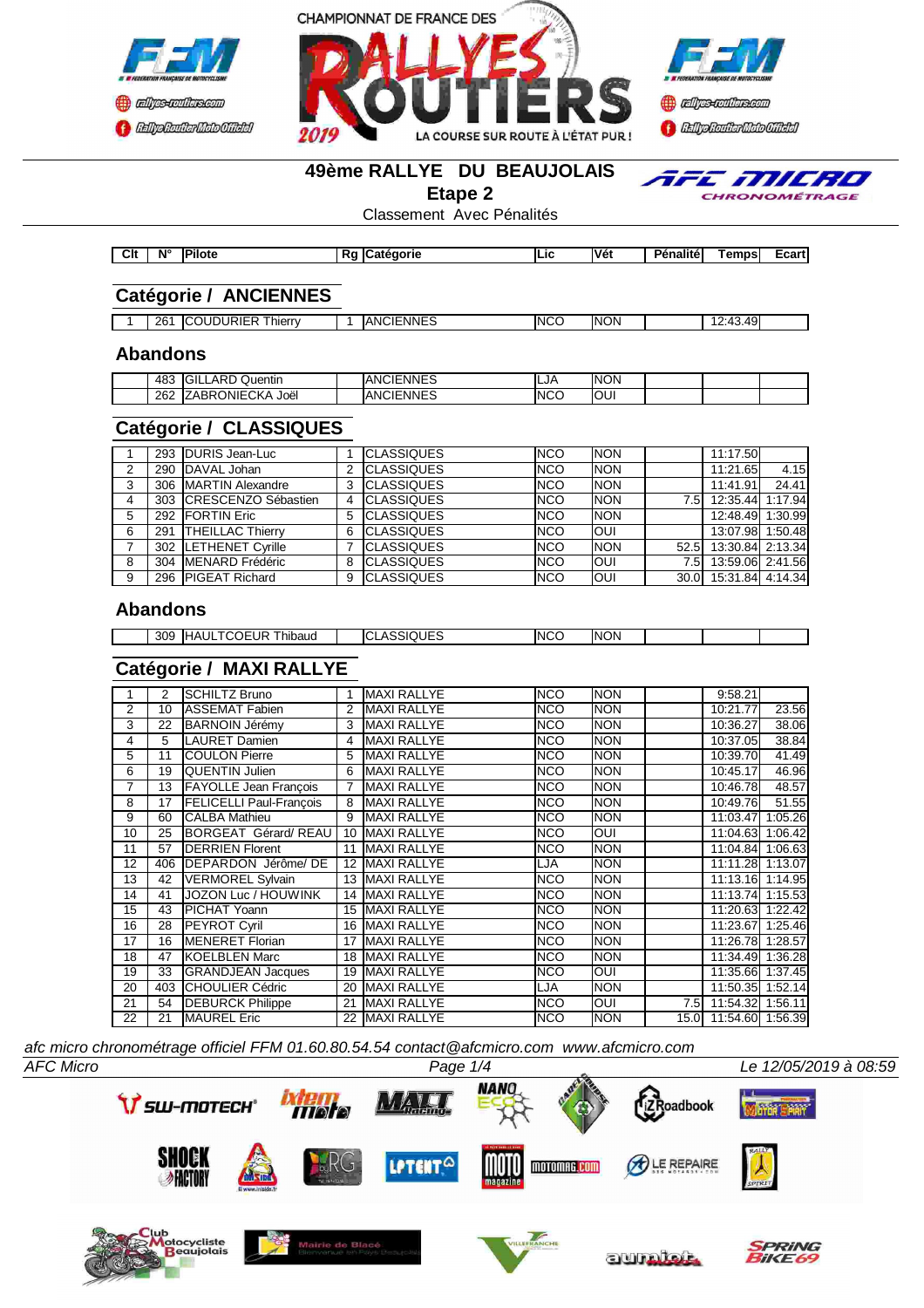CHAMPIONNAT DE FRANCE DES RALLYES ROUTIERS 2019 — LA COURSE SUR ROUTE À L'ÉTAT PUR !

# 49ème RALLYE DU BEAUJOLAIS

## Etape 2

Classement Avec Pénalités

## Catégorie / ANCIENNES

| Clt | N° | Pilote | Rg | Catégorie | Lic | Vét | Pénalité | Temps | Ecart |
|---|---|---|---|---|---|---|---|---|---|
| 1 | 261 | COUDURIER Thierry | 1 | ANCIENNES | NCO | NON | | 12:43.49 | |

### Abandons

| Clt | N° | Pilote | Rg | Catégorie | Lic | Vét | Pénalité | Temps | Ecart |
|---|---|---|---|---|---|---|---|---|---|
| | 483 | GILLARD Quentin | | ANCIENNES | LJA | NON | | | |
| | 262 | ZABRONIECKA Joël | | ANCIENNES | NCO | OUI | | | |

## Catégorie / CLASSIQUES

| Clt | N° | Pilote | Rg | Catégorie | Lic | Vét | Pénalité | Temps | Ecart |
|---|---|---|---|---|---|---|---|---|---|
| 1 | 293 | DURIS Jean-Luc | 1 | CLASSIQUES | NCO | NON | | 11:17.50 | |
| 2 | 290 | DAVAL Johan | 2 | CLASSIQUES | NCO | NON | | 11:21.65 | 4.15 |
| 3 | 306 | MARTIN Alexandre | 3 | CLASSIQUES | NCO | NON | | 11:41.91 | 24.41 |
| 4 | 303 | CRESCENZO Sébastien | 4 | CLASSIQUES | NCO | NON | 7.5 | 12:35.44 | 1:17.94 |
| 5 | 292 | FORTIN Eric | 5 | CLASSIQUES | NCO | NON | | 12:48.49 | 1:30.99 |
| 6 | 291 | THEILLAC Thierry | 6 | CLASSIQUES | NCO | OUI | | 13:07.98 | 1:50.48 |
| 7 | 302 | LETHENET Cyrille | 7 | CLASSIQUES | NCO | NON | 52.5 | 13:30.84 | 2:13.34 |
| 8 | 304 | MENARD Frédéric | 8 | CLASSIQUES | NCO | OUI | 7.5 | 13:59.06 | 2:41.56 |
| 9 | 296 | PIGEAT Richard | 9 | CLASSIQUES | NCO | OUI | 30.0 | 15:31.84 | 4:14.34 |

### Abandons

| Clt | N° | Pilote | Rg | Catégorie | Lic | Vét | Pénalité | Temps | Ecart |
|---|---|---|---|---|---|---|---|---|---|
| | 309 | HAULTCOEUR Thibaud | | CLASSIQUES | NCO | NON | | | |

## Catégorie / MAXI RALLYE

| Clt | N° | Pilote | Rg | Catégorie | Lic | Vét | Pénalité | Temps | Ecart |
|---|---|---|---|---|---|---|---|---|---|
| 1 | 2 | SCHILTZ Bruno | 1 | MAXI RALLYE | NCO | NON | | 9:58.21 | |
| 2 | 10 | ASSEMAT Fabien | 2 | MAXI RALLYE | NCO | NON | | 10:21.77 | 23.56 |
| 3 | 22 | BARNOIN Jérémy | 3 | MAXI RALLYE | NCO | NON | | 10:36.27 | 38.06 |
| 4 | 5 | LAURET Damien | 4 | MAXI RALLYE | NCO | NON | | 10:37.05 | 38.84 |
| 5 | 11 | COULON Pierre | 5 | MAXI RALLYE | NCO | NON | | 10:39.70 | 41.49 |
| 6 | 19 | QUENTIN Julien | 6 | MAXI RALLYE | NCO | NON | | 10:45.17 | 46.96 |
| 7 | 13 | FAYOLLE Jean François | 7 | MAXI RALLYE | NCO | NON | | 10:46.78 | 48.57 |
| 8 | 17 | FELICELLI Paul-François | 8 | MAXI RALLYE | NCO | NON | | 10:49.76 | 51.55 |
| 9 | 60 | CALBA Mathieu | 9 | MAXI RALLYE | NCO | NON | | 11:03.47 | 1:05.26 |
| 10 | 25 | BORGEAT Gérard/ REAU | 10 | MAXI RALLYE | NCO | OUI | | 11:04.63 | 1:06.42 |
| 11 | 57 | DERRIEN Florent | 11 | MAXI RALLYE | NCO | NON | | 11:04.84 | 1:06.63 |
| 12 | 406 | DEPARDON Jérôme/ DE | 12 | MAXI RALLYE | LJA | NON | | 11:11.28 | 1:13.07 |
| 13 | 42 | VERMOREL Sylvain | 13 | MAXI RALLYE | NCO | NON | | 11:13.16 | 1:14.95 |
| 14 | 41 | JOZON Luc / HOUWINK | 14 | MAXI RALLYE | NCO | NON | | 11:13.74 | 1:15.53 |
| 15 | 43 | PICHAT Yoann | 15 | MAXI RALLYE | NCO | NON | | 11:20.63 | 1:22.42 |
| 16 | 28 | PEYROT Cyril | 16 | MAXI RALLYE | NCO | NON | | 11:23.67 | 1:25.46 |
| 17 | 16 | MENERET Florian | 17 | MAXI RALLYE | NCO | NON | | 11:26.78 | 1:28.57 |
| 18 | 47 | KOELBLEN Marc | 18 | MAXI RALLYE | NCO | NON | | 11:34.49 | 1:36.28 |
| 19 | 33 | GRANDJEAN Jacques | 19 | MAXI RALLYE | NCO | OUI | | 11:35.66 | 1:37.45 |
| 20 | 403 | CHOULIER Cédric | 20 | MAXI RALLYE | LJA | NON | | 11:50.35 | 1:52.14 |
| 21 | 54 | DEBURCK Philippe | 21 | MAXI RALLYE | NCO | OUI | 7.5 | 11:54.32 | 1:56.11 |
| 22 | 21 | MAUREL Eric | 22 | MAXI RALLYE | NCO | NON | 15.0 | 11:54.60 | 1:56.39 |

*afc micro chronométrage officiel FFM 01.60.80.54.54 contact@afcmicro.com www.afcmicro.com*

*AFC Micro* — Le 12/05/2019 à 08:59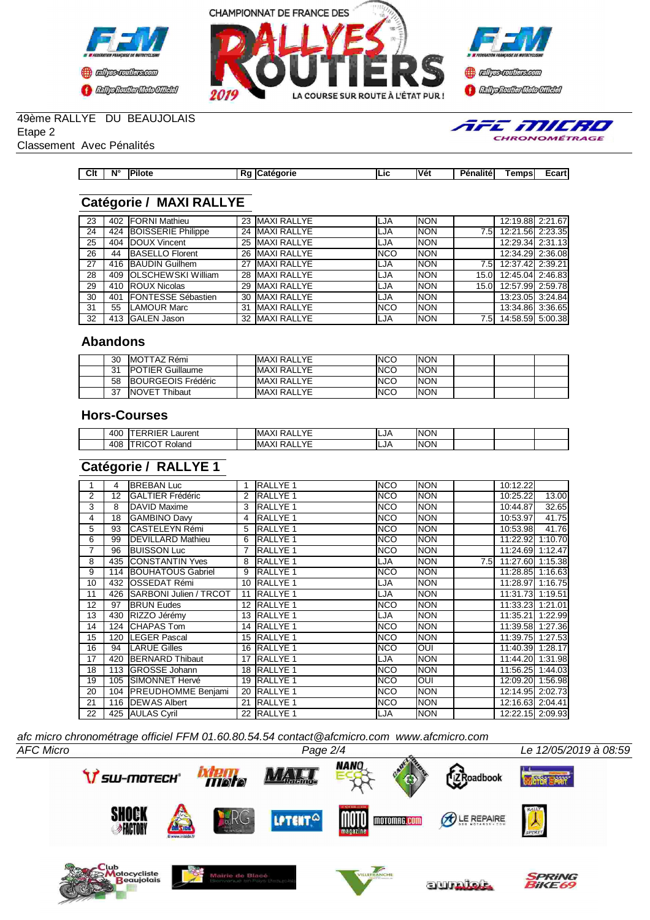CHAMPIONNAT DE FRANCE DES RALLYES ROUTIERS 2019 — LA COURSE SUR ROUTE À L'ÉTAT PUR !

49ème RALLYE DU BEAUJOLAIS
Etape 2
Classement Avec Pénalités

## Catégorie / MAXI RALLYE

| Clt | N° | Pilote | Rg | Catégorie | Lic | Vét | Pénalité | Temps | Ecart |
|---|---|---|---|---|---|---|---|---|---|
| 23 | 402 | FORNI Mathieu | 23 | MAXI RALLYE | LJA | NON | | 12:19.88 | 2:21.67 |
| 24 | 424 | BOISSERIE Philippe | 24 | MAXI RALLYE | LJA | NON | 7.5 | 12:21.56 | 2:23.35 |
| 25 | 404 | DOUX Vincent | 25 | MAXI RALLYE | LJA | NON | | 12:29.34 | 2:31.13 |
| 26 | 44 | BASELLO Florent | 26 | MAXI RALLYE | NCO | NON | | 12:34.29 | 2:36.08 |
| 27 | 416 | BAUDIN Guilhem | 27 | MAXI RALLYE | LJA | NON | 7.5 | 12:37.42 | 2:39.21 |
| 28 | 409 | OLSCHEWSKI William | 28 | MAXI RALLYE | LJA | NON | 15.0 | 12:45.04 | 2:46.83 |
| 29 | 410 | ROUX Nicolas | 29 | MAXI RALLYE | LJA | NON | 15.0 | 12:57.99 | 2:59.78 |
| 30 | 401 | FONTESSE Sébastien | 30 | MAXI RALLYE | LJA | NON | | 13:23.05 | 3:24.84 |
| 31 | 55 | LAMOUR Marc | 31 | MAXI RALLYE | NCO | NON | | 13:34.86 | 3:36.65 |
| 32 | 413 | GALEN Jason | 32 | MAXI RALLYE | LJA | NON | 7.5 | 14:58.59 | 5:00.38 |

### Abandons

| Clt | N° | Pilote | Rg | Catégorie | Lic | Vét | Pénalité | Temps | Ecart |
|---|---|---|---|---|---|---|---|---|---|
| | 30 | MOTTAZ Rémi | | MAXI RALLYE | NCO | NON | | | |
| | 31 | POTIER Guillaume | | MAXI RALLYE | NCO | NON | | | |
| | 58 | BOURGEOIS Frédéric | | MAXI RALLYE | NCO | NON | | | |
| | 37 | NOVET Thibaut | | MAXI RALLYE | NCO | NON | | | |

### Hors-Courses

| Clt | N° | Pilote | Rg | Catégorie | Lic | Vét | Pénalité | Temps | Ecart |
|---|---|---|---|---|---|---|---|---|---|
| | 400 | TERRIER Laurent | | MAXI RALLYE | LJA | NON | | | |
| | 408 | TRICOT Roland | | MAXI RALLYE | LJA | NON | | | |

## Catégorie / RALLYE 1

| Clt | N° | Pilote | Rg | Catégorie | Lic | Vét | Pénalité | Temps | Ecart |
|---|---|---|---|---|---|---|---|---|---|
| 1 | 4 | BREBAN Luc | 1 | RALLYE 1 | NCO | NON | | 10:12.22 | |
| 2 | 12 | GALTIER Frédéric | 2 | RALLYE 1 | NCO | NON | | 10:25.22 | 13.00 |
| 3 | 8 | DAVID Maxime | 3 | RALLYE 1 | NCO | NON | | 10:44.87 | 32.65 |
| 4 | 18 | GAMBINO Davy | 4 | RALLYE 1 | NCO | NON | | 10:53.97 | 41.75 |
| 5 | 93 | CASTELEYN Rémi | 5 | RALLYE 1 | NCO | NON | | 10:53.98 | 41.76 |
| 6 | 99 | DEVILLARD Mathieu | 6 | RALLYE 1 | NCO | NON | | 11:22.92 | 1:10.70 |
| 7 | 96 | BUISSON Luc | 7 | RALLYE 1 | NCO | NON | | 11:24.69 | 1:12.47 |
| 8 | 435 | CONSTANTIN Yves | 8 | RALLYE 1 | LJA | NON | 7.5 | 11:27.60 | 1:15.38 |
| 9 | 114 | BOUHATOUS Gabriel | 9 | RALLYE 1 | NCO | NON | | 11:28.85 | 1:16.63 |
| 10 | 432 | OSSEDAT Rémi | 10 | RALLYE 1 | LJA | NON | | 11:28.97 | 1:16.75 |
| 11 | 426 | SARBONI Julien / TRCOT | 11 | RALLYE 1 | LJA | NON | | 11:31.73 | 1:19.51 |
| 12 | 97 | BRUN Eudes | 12 | RALLYE 1 | NCO | NON | | 11:33.23 | 1:21.01 |
| 13 | 430 | RIZZO Jérémy | 13 | RALLYE 1 | LJA | NON | | 11:35.21 | 1:22.99 |
| 14 | 124 | CHAPAS Tom | 14 | RALLYE 1 | NCO | NON | | 11:39.58 | 1:27.36 |
| 15 | 120 | LEGER Pascal | 15 | RALLYE 1 | NCO | NON | | 11:39.75 | 1:27.53 |
| 16 | 94 | LARUE Gilles | 16 | RALLYE 1 | NCO | OUI | | 11:40.39 | 1:28.17 |
| 17 | 420 | BERNARD Thibaut | 17 | RALLYE 1 | LJA | NON | | 11:44.20 | 1:31.98 |
| 18 | 113 | GROSSE Johann | 18 | RALLYE 1 | NCO | NON | | 11:56.25 | 1:44.03 |
| 19 | 105 | SIMONNET Hervé | 19 | RALLYE 1 | NCO | OUI | | 12:09.20 | 1:56.98 |
| 20 | 104 | PREUDHOMME Benjami | 20 | RALLYE 1 | NCO | NON | | 12:14.95 | 2:02.73 |
| 21 | 116 | DEWAS Albert | 21 | RALLYE 1 | NCO | NON | | 12:16.63 | 2:04.41 |
| 22 | 425 | AULAS Cyril | 22 | RALLYE 1 | LJA | NON | | 12:22.15 | 2:09.93 |

*afc micro chronométrage officiel FFM 01.60.80.54.54 contact@afcmicro.com www.afcmicro.com*

AFC Micro — Le 12/05/2019 à 08:59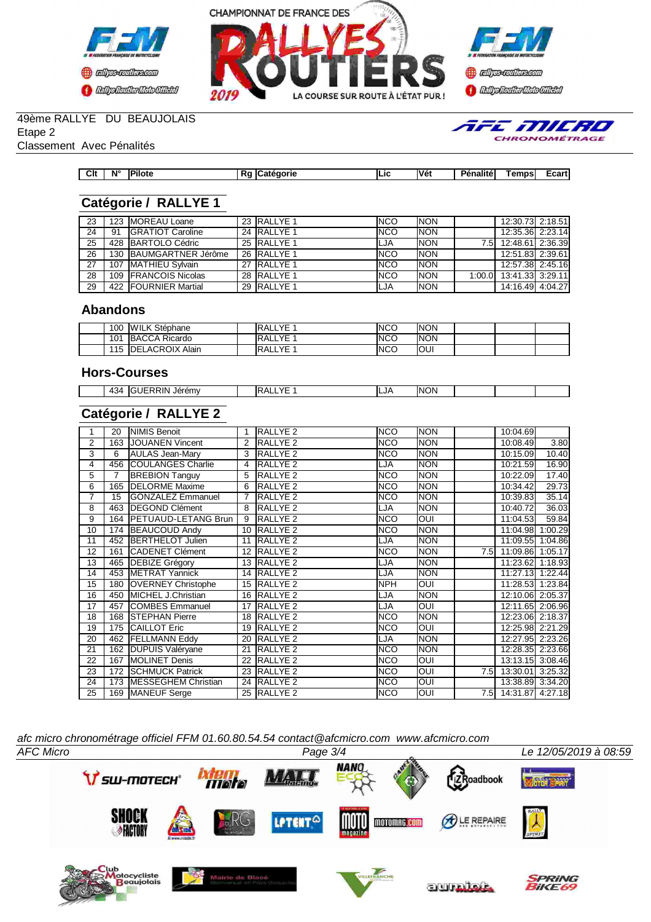49ème RALLYE DU BEAUJOLAIS
Etape 2
Classement Avec Pénalités

## Catégorie / RALLYE 1

| Clt | N° | Pilote | Rg | Catégorie | Lic | Vét | Pénalité | Temps | Ecart |
|---|---|---|---|---|---|---|---|---|---|
| 23 | 123 | MOREAU Loane | 23 | RALLYE 1 | NCO | NON | | 12:30.73 | 2:18.51 |
| 24 | 91 | GRATIOT Caroline | 24 | RALLYE 1 | NCO | NON | | 12:35.36 | 2:23.14 |
| 25 | 428 | BARTOLO Cédric | 25 | RALLYE 1 | LJA | NON | 7.5 | 12:48.61 | 2:36.39 |
| 26 | 130 | BAUMGARTNER Jérôme | 26 | RALLYE 1 | NCO | NON | | 12:51.83 | 2:39.61 |
| 27 | 107 | MATHIEU Sylvain | 27 | RALLYE 1 | NCO | NON | | 12:57.38 | 2:45.16 |
| 28 | 109 | FRANCOIS Nicolas | 28 | RALLYE 1 | NCO | NON | 1:00.0 | 13:41.33 | 3:29.11 |
| 29 | 422 | FOURNIER Martial | 29 | RALLYE 1 | LJA | NON | | 14:16.49 | 4:04.27 |

## Abandons

| Clt | N° | Pilote | Rg | Catégorie | Lic | Vét | Pénalité | Temps | Ecart |
|---|---|---|---|---|---|---|---|---|---|
| | 100 | WILK Stéphane | | RALLYE 1 | NCO | NON | | | |
| | 101 | BACCA Ricardo | | RALLYE 1 | NCO | NON | | | |
| | 115 | DELACROIX Alain | | RALLYE 1 | NCO | OUI | | | |

## Hors-Courses

| Clt | N° | Pilote | Rg | Catégorie | Lic | Vét | Pénalité | Temps | Ecart |
|---|---|---|---|---|---|---|---|---|---|
| | 434 | GUERRIN Jérémy | | RALLYE 1 | LJA | NON | | | |

## Catégorie / RALLYE 2

| Clt | N° | Pilote | Rg | Catégorie | Lic | Vét | Pénalité | Temps | Ecart |
|---|---|---|---|---|---|---|---|---|---|
| 1 | 20 | NIMIS Benoit | 1 | RALLYE 2 | NCO | NON | | 10:04.69 | |
| 2 | 163 | JOUANEN Vincent | 2 | RALLYE 2 | NCO | NON | | 10:08.49 | 3.80 |
| 3 | 6 | AULAS Jean-Mary | 3 | RALLYE 2 | NCO | NON | | 10:15.09 | 10.40 |
| 4 | 456 | COULANGES Charlie | 4 | RALLYE 2 | LJA | NON | | 10:21.59 | 16.90 |
| 5 | 7 | BREBION Tanguy | 5 | RALLYE 2 | NCO | NON | | 10:22.09 | 17.40 |
| 6 | 165 | DELORME Maxime | 6 | RALLYE 2 | NCO | NON | | 10:34.42 | 29.73 |
| 7 | 15 | GONZALEZ Emmanuel | 7 | RALLYE 2 | NCO | NON | | 10:39.83 | 35.14 |
| 8 | 463 | DEGOND Clément | 8 | RALLYE 2 | LJA | NON | | 10:40.72 | 36.03 |
| 9 | 164 | PETUAUD-LETANG Brun | 9 | RALLYE 2 | NCO | OUI | | 11:04.53 | 59.84 |
| 10 | 174 | BEAUCOUD Andy | 10 | RALLYE 2 | NCO | NON | | 11:04.98 | 1:00.29 |
| 11 | 452 | BERTHELOT Julien | 11 | RALLYE 2 | LJA | NON | | 11:09.55 | 1:04.86 |
| 12 | 161 | CADENET Clément | 12 | RALLYE 2 | NCO | NON | 7.5 | 11:09.86 | 1:05.17 |
| 13 | 465 | DEBIZE Grégory | 13 | RALLYE 2 | LJA | NON | | 11:23.62 | 1:18.93 |
| 14 | 453 | METRAT Yannick | 14 | RALLYE 2 | LJA | NON | | 11:27.13 | 1:22.44 |
| 15 | 180 | OVERNEY Christophe | 15 | RALLYE 2 | NPH | OUI | | 11:28.53 | 1:23.84 |
| 16 | 450 | MICHEL J.Christian | 16 | RALLYE 2 | LJA | NON | | 12:10.06 | 2:05.37 |
| 17 | 457 | COMBES Emmanuel | 17 | RALLYE 2 | LJA | OUI | | 12:11.65 | 2:06.96 |
| 18 | 168 | STEPHAN Pierre | 18 | RALLYE 2 | NCO | NON | | 12:23.06 | 2:18.37 |
| 19 | 175 | CAILLOT Eric | 19 | RALLYE 2 | NCO | OUI | | 12:25.98 | 2:21.29 |
| 20 | 462 | FELLMANN Eddy | 20 | RALLYE 2 | LJA | NON | | 12:27.95 | 2:23.26 |
| 21 | 162 | DUPUIS Valéryane | 21 | RALLYE 2 | NCO | NON | | 12:28.35 | 2:23.66 |
| 22 | 167 | MOLINET Denis | 22 | RALLYE 2 | NCO | OUI | | 13:13.15 | 3:08.46 |
| 23 | 172 | SCHMUCK Patrick | 23 | RALLYE 2 | NCO | OUI | 7.5 | 13:30.01 | 3:25.32 |
| 24 | 173 | MESSEGHEM Christian | 24 | RALLYE 2 | NCO | OUI | | 13:38.89 | 3:34.20 |
| 25 | 169 | MANEUF Serge | 25 | RALLYE 2 | NCO | OUI | 7.5 | 14:31.87 | 4:27.18 |

*afc micro chronométrage officiel FFM 01.60.80.54.54 contact@afcmicro.com www.afcmicro.com*

AFC Micro — Le 12/05/2019 à 08:59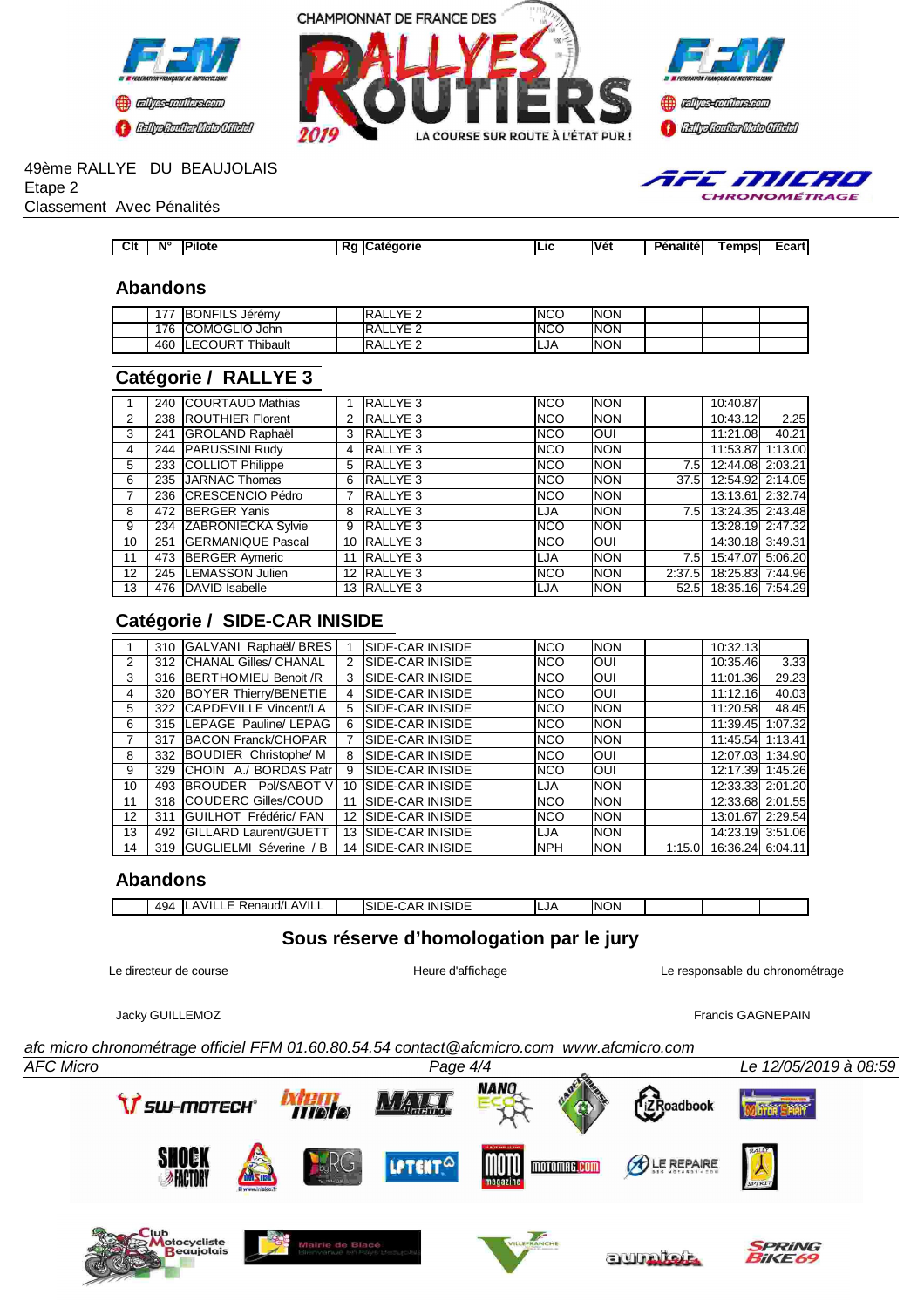49ème RALLYE DU BEAUJOLAIS
Etape 2
Classement Avec Pénalités

| Clt | N° | Pilote | Rg | Catégorie | Lic | Vét | Pénalité | Temps | Ecart |
|---|---|---|---|---|---|---|---|---|---|

## Abandons

| Clt | N° | Pilote | Rg | Catégorie | Lic | Vét | Pénalité | Temps | Ecart |
|---|---|---|---|---|---|---|---|---|---|
| | 177 | BONFILS Jérémy | | RALLYE 2 | NCO | NON | | | |
| | 176 | COMOGLIO John | | RALLYE 2 | NCO | NON | | | |
| | 460 | LECOURT Thibault | | RALLYE 2 | LJA | NON | | | |

## Catégorie / RALLYE 3

| Clt | N° | Pilote | Rg | Catégorie | Lic | Vét | Pénalité | Temps | Ecart |
|---|---|---|---|---|---|---|---|---|---|
| 1 | 240 | COURTAUD Mathias | 1 | RALLYE 3 | NCO | NON | | 10:40.87 | |
| 2 | 238 | ROUTHIER Florent | 2 | RALLYE 3 | NCO | NON | | 10:43.12 | 2.25 |
| 3 | 241 | GROLAND Raphaël | 3 | RALLYE 3 | NCO | OUI | | 11:21.08 | 40.21 |
| 4 | 244 | PARUSSINI Rudy | 4 | RALLYE 3 | NCO | NON | | 11:53.87 | 1:13.00 |
| 5 | 233 | COLLIOT Philippe | 5 | RALLYE 3 | NCO | NON | 7.5 | 12:44.08 | 2:03.21 |
| 6 | 235 | JARNAC Thomas | 6 | RALLYE 3 | NCO | NON | 37.5 | 12:54.92 | 2:14.05 |
| 7 | 236 | CRESCENCIO Pédro | 7 | RALLYE 3 | NCO | NON | | 13:13.61 | 2:32.74 |
| 8 | 472 | BERGER Yanis | 8 | RALLYE 3 | LJA | NON | 7.5 | 13:24.35 | 2:43.48 |
| 9 | 234 | ZABRONIECKA Sylvie | 9 | RALLYE 3 | NCO | NON | | 13:28.19 | 2:47.32 |
| 10 | 251 | GERMANIQUE Pascal | 10 | RALLYE 3 | NCO | OUI | | 14:30.18 | 3:49.31 |
| 11 | 473 | BERGER Aymeric | 11 | RALLYE 3 | LJA | NON | 7.5 | 15:47.07 | 5:06.20 |
| 12 | 245 | LEMASSON Julien | 12 | RALLYE 3 | NCO | NON | 2:37.5 | 18:25.83 | 7:44.96 |
| 13 | 476 | DAVID Isabelle | 13 | RALLYE 3 | LJA | NON | 52.5 | 18:35.16 | 7:54.29 |

## Catégorie / SIDE-CAR INISIDE

| Clt | N° | Pilote | Rg | Catégorie | Lic | Vét | Pénalité | Temps | Ecart |
|---|---|---|---|---|---|---|---|---|---|
| 1 | 310 | GALVANI Raphaël/ BRES | 1 | SIDE-CAR INISIDE | NCO | NON | | 10:32.13 | |
| 2 | 312 | CHANAL Gilles/ CHANAL | 2 | SIDE-CAR INISIDE | NCO | OUI | | 10:35.46 | 3.33 |
| 3 | 316 | BERTHOMIEU Benoit /R | 3 | SIDE-CAR INISIDE | NCO | OUI | | 11:01.36 | 29.23 |
| 4 | 320 | BOYER Thierry/BENETIE | 4 | SIDE-CAR INISIDE | NCO | OUI | | 11:12.16 | 40.03 |
| 5 | 322 | CAPDEVILLE Vincent/LA | 5 | SIDE-CAR INISIDE | NCO | NON | | 11:20.58 | 48.45 |
| 6 | 315 | LEPAGE Pauline/ LEPAG | 6 | SIDE-CAR INISIDE | NCO | NON | | 11:39.45 | 1:07.32 |
| 7 | 317 | BACON Franck/CHOPAR | 7 | SIDE-CAR INISIDE | NCO | NON | | 11:45.54 | 1:13.41 |
| 8 | 332 | BOUDIER Christophe/ M | 8 | SIDE-CAR INISIDE | NCO | OUI | | 12:07.03 | 1:34.90 |
| 9 | 329 | CHOIN A./ BORDAS Patr | 9 | SIDE-CAR INISIDE | NCO | OUI | | 12:17.39 | 1:45.26 |
| 10 | 493 | BROUDER Pol/SABOT V | 10 | SIDE-CAR INISIDE | LJA | NON | | 12:33.33 | 2:01.20 |
| 11 | 318 | COUDERC Gilles/COUD | 11 | SIDE-CAR INISIDE | NCO | NON | | 12:33.68 | 2:01.55 |
| 12 | 311 | GUILHOT Frédéric/ FAN | 12 | SIDE-CAR INISIDE | NCO | NON | | 13:01.67 | 2:29.54 |
| 13 | 492 | GILLARD Laurent/GUETT | 13 | SIDE-CAR INISIDE | LJA | NON | | 14:23.19 | 3:51.06 |
| 14 | 319 | GUGLIELMI Séverine / B | 14 | SIDE-CAR INISIDE | NPH | NON | 1:15.0 | 16:36.24 | 6:04.11 |

## Abandons

| Clt | N° | Pilote | Rg | Catégorie | Lic | Vét | Pénalité | Temps | Ecart |
|---|---|---|---|---|---|---|---|---|---|
| | 494 | LAVILLE Renaud/LAVILL | | SIDE-CAR INISIDE | LJA | NON | | | |

**Sous réserve d'homologation par le jury**

Le directeur de course — Heure d'affichage — Le responsable du chronométrage

Jacky GUILLEMOZ — Francis GAGNEPAIN

*afc micro chronométrage officiel FFM 01.60.80.54.54 contact@afcmicro.com www.afcmicro.com*

*AFC Micro* — *Le 12/05/2019 à 08:59*